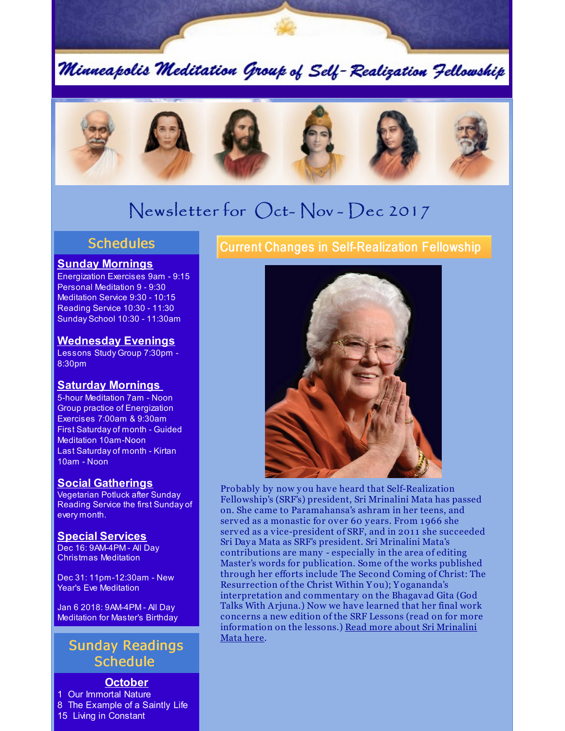# Minneapolis Meditation Group of Self-Realization Fellowship

## Newsletter for Oct- Nov - Dec 2017

## Schedules

**Sunday Mornings**
Energization Exercises 9am - 9:15
Personal Meditation 9 - 9:30
Meditation Service 9:30 - 10:15
Reading Service 10:30 - 11:30
Sunday School 10:30 - 11:30am

**Wednesday Evenings**
Lessons Study Group 7:30pm - 8:30pm

**Saturday Mornings**
5-hour Meditation 7am - Noon
Group practice of Energization Exercises 7:00am & 9:30am
First Saturday of month - Guided Meditation 10am-Noon
Last Saturday of month - Kirtan 10am - Noon

**Social Gatherings**
Vegetarian Potluck after Sunday Reading Service the first Sunday of every month.

**Special Services**
Dec 16: 9AM-4PM - All Day Christmas Meditation

Dec 31: 11pm-12:30am - New Year's Eve Meditation

Jan 6 2018: 9AM-4PM - All Day Meditation for Master's Birthday

## Sunday Readings Schedule

**October**
1 Our Immortal Nature
8 The Example of a Saintly Life
15 Living in Constant

## Current Changes in Self-Realization Fellowship

Probably by now you have heard that Self-Realization Fellowship's (SRF's) president, Sri Mrinalini Mata has passed on. She came to Paramahansa's ashram in her teens, and served as a monastic for over 60 years. From 1966 she served as a vice-president of SRF, and in 2011 she succeeded Sri Daya Mata as SRF's president. Sri Mrinalini Mata's contributions are many - especially in the area of editing Master's words for publication. Some of the works published through her efforts include The Second Coming of Christ: The Resurrection of the Christ Within You); Yogananda's interpretation and commentary on the Bhagavad Gita (God Talks With Arjuna.) Now we have learned that her final work concerns a new edition of the SRF Lessons (read on for more information on the lessons.) Read more about Sri Mrinalini Mata here.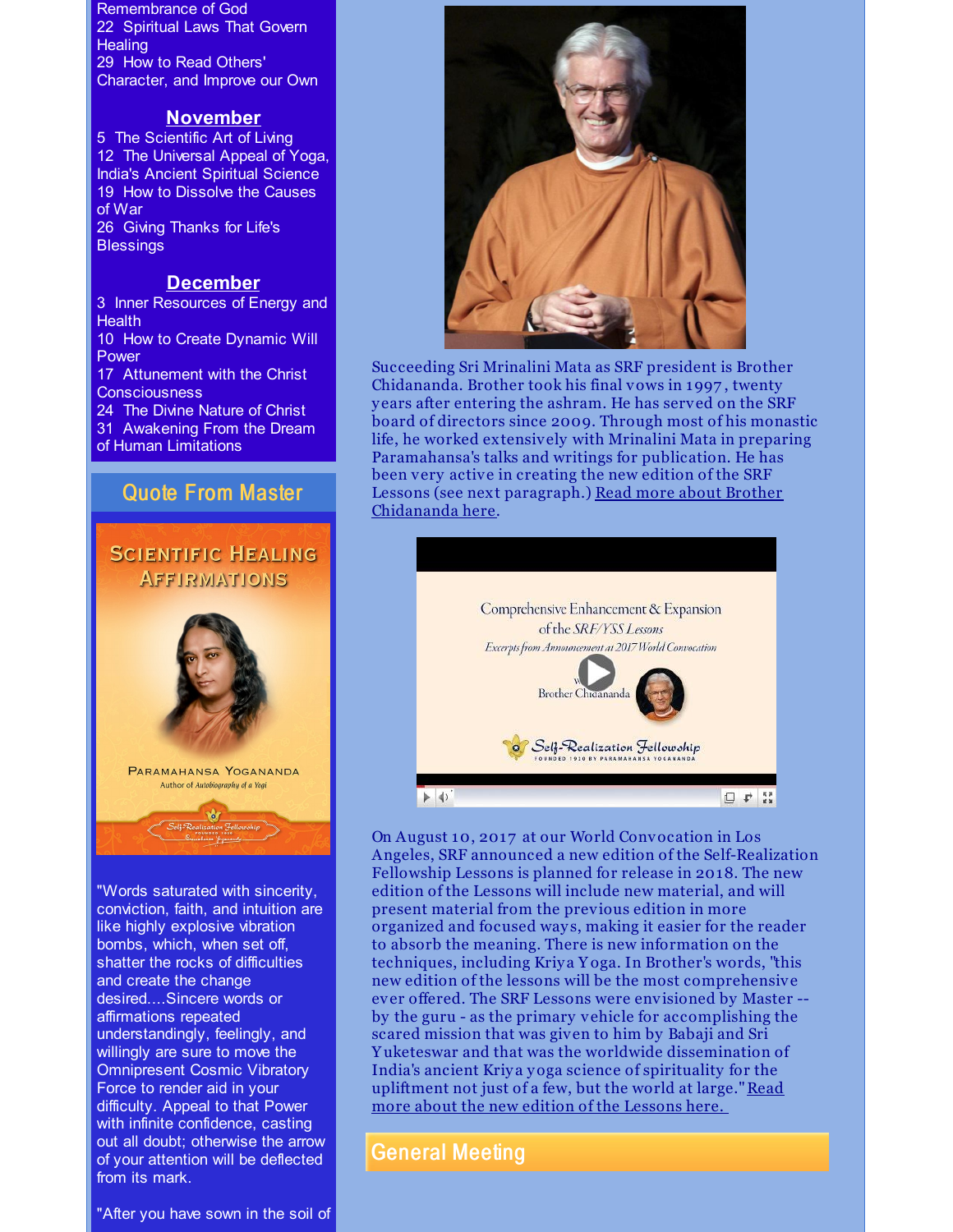Remembrance of God
22 Spiritual Laws That Govern Healing
29 How to Read Others' Character, and Improve our Own

## November

5 The Scientific Art of Living
12 The Universal Appeal of Yoga, India's Ancient Spiritual Science
19 How to Dissolve the Causes of War
26 Giving Thanks for Life's Blessings

## December

3 Inner Resources of Energy and Health
10 How to Create Dynamic Will Power
17 Attunement with the Christ Consciousness
24 The Divine Nature of Christ
31 Awakening From the Dream of Human Limitations

## Quote From Master

"Words saturated with sincerity, conviction, faith, and intuition are like highly explosive vibration bombs, which, when set off, shatter the rocks of difficulties and create the change desired....Sincere words or affirmations repeated understandingly, feelingly, and willingly are sure to move the Omnipresent Cosmic Vibratory Force to render aid in your difficulty. Appeal to that Power with infinite confidence, casting out all doubt; otherwise the arrow of your attention will be deflected from its mark.

"After you have sown in the soil of

Succeeding Sri Mrinalini Mata as SRF president is Brother Chidananda. Brother took his final vows in 1997, twenty years after entering the ashram. He has served on the SRF board of directors since 2009. Through most of his monastic life, he worked extensively with Mrinalini Mata in preparing Paramahansa's talks and writings for publication. He has been very active in creating the new edition of the SRF Lessons (see next paragraph.) Read more about Brother Chidananda here.

On August 10, 2017 at our World Convocation in Los Angeles, SRF announced a new edition of the Self-Realization Fellowship Lessons is planned for release in 2018. The new edition of the Lessons will include new material, and will present material from the previous edition in more organized and focused ways, making it easier for the reader to absorb the meaning. There is new information on the techniques, including Kriya Yoga. In Brother's words, "this new edition of the lessons will be the most comprehensive ever offered. The SRF Lessons were envisioned by Master -- by the guru - as the primary vehicle for accomplishing the scared mission that was given to him by Babaji and Sri Yuketeswar and that was the worldwide dissemination of India's ancient Kriya yoga science of spirituality for the upliftment not just of a few, but the world at large." Read more about the new edition of the Lessons here.

## General Meeting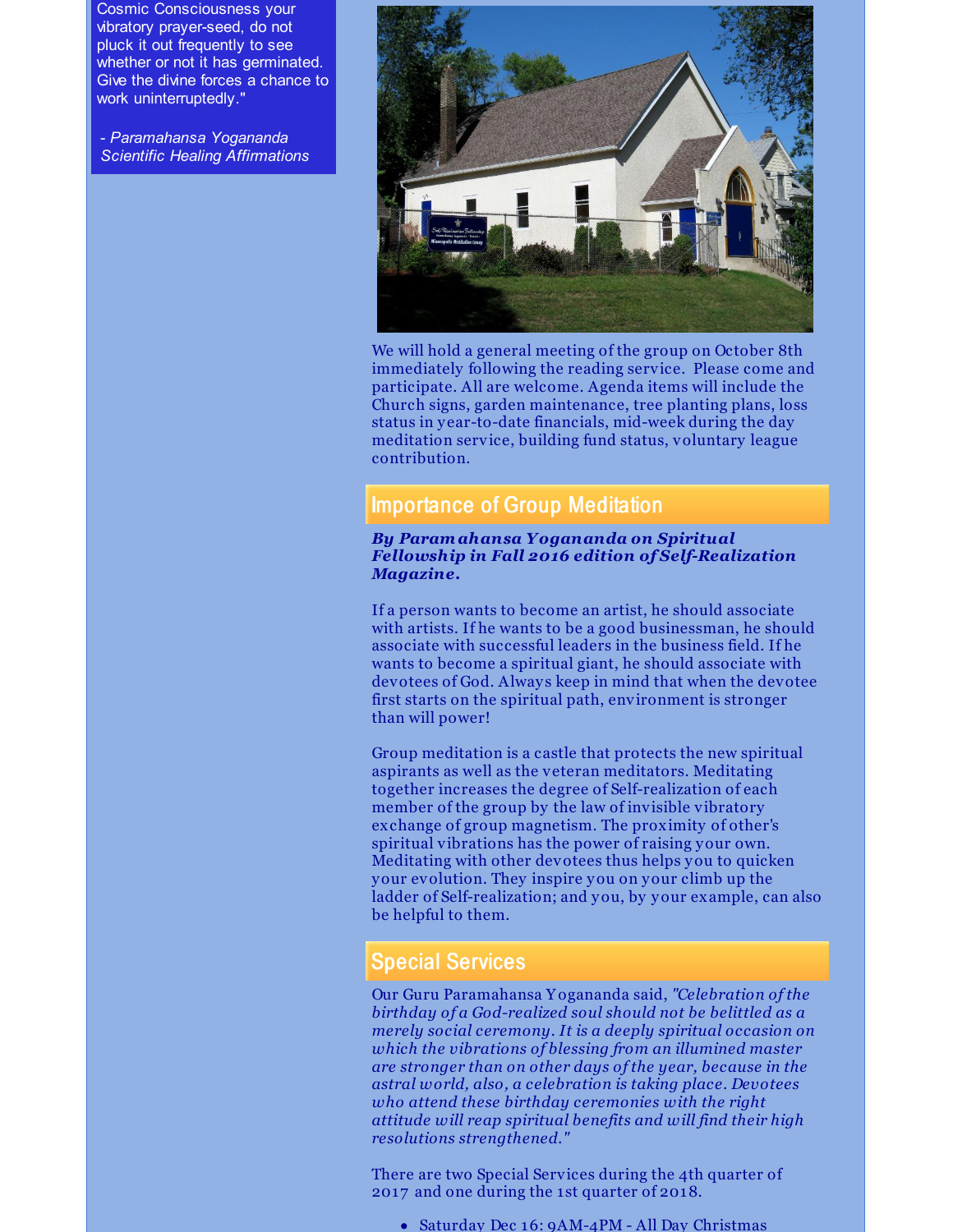Cosmic Consciousness your vibratory prayer-seed, do not pluck it out frequently to see whether or not it has germinated. Give the divine forces a chance to work uninterruptedly."

*- Paramahansa Yogananda Scientific Healing Affirmations*

We will hold a general meeting of the group on October 8th immediately following the reading service. Please come and participate. All are welcome. Agenda items will include the Church signs, garden maintenance, tree planting plans, loss status in year-to-date financials, mid-week during the day meditation service, building fund status, voluntary league contribution.

## Importance of Group Meditation

***By Paramahansa Yogananda on Spiritual Fellowship in Fall 2016 edition of Self-Realization Magazine.***

If a person wants to become an artist, he should associate with artists. If he wants to be a good businessman, he should associate with successful leaders in the business field. If he wants to become a spiritual giant, he should associate with devotees of God. Always keep in mind that when the devotee first starts on the spiritual path, environment is stronger than will power!

Group meditation is a castle that protects the new spiritual aspirants as well as the veteran meditators. Meditating together increases the degree of Self-realization of each member of the group by the law of invisible vibratory exchange of group magnetism. The proximity of other's spiritual vibrations has the power of raising your own. Meditating with other devotees thus helps you to quicken your evolution. They inspire you on your climb up the ladder of Self-realization; and you, by your example, can also be helpful to them.

## Special Services

Our Guru Paramahansa Yogananda said, *"Celebration of the birthday of a God-realized soul should not be belittled as a merely social ceremony. It is a deeply spiritual occasion on which the vibrations of blessing from an illumined master are stronger than on other days of the year, because in the astral world, also, a celebration is taking place. Devotees who attend these birthday ceremonies with the right attitude will reap spiritual benefits and will find their high resolutions strengthened."*

There are two Special Services during the 4th quarter of 2017 and one during the 1st quarter of 2018.

- Saturday Dec 16: 9AM-4PM - All Day Christmas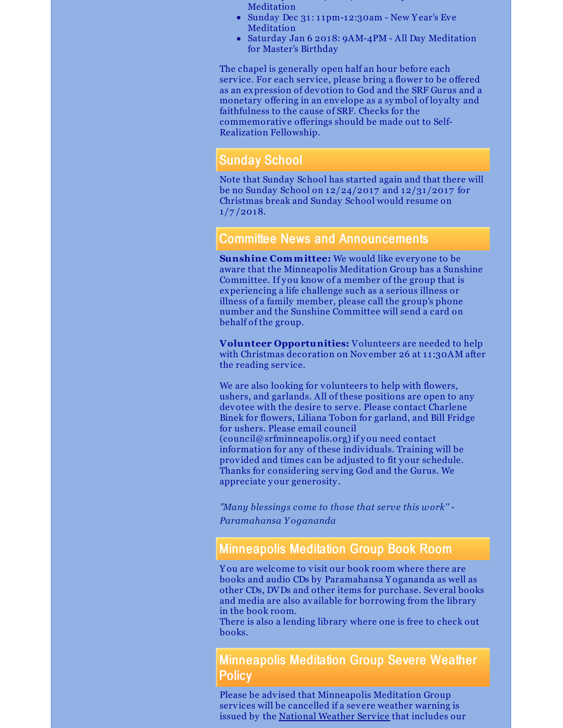- Meditation
- Sunday Dec 31: 11pm-12:30am - New Year's Eve Meditation
- Saturday Jan 6 2018: 9AM-4PM - All Day Meditation for Master's Birthday

The chapel is generally open half an hour before each service. For each service, please bring a flower to be offered as an expression of devotion to God and the SRF Gurus and a monetary offering in an envelope as a symbol of loyalty and faithfulness to the cause of SRF. Checks for the commemorative offerings should be made out to Self-Realization Fellowship.

## Sunday School

Note that Sunday School has started again and that there will be no Sunday School on 12/24/2017 and 12/31/2017 for Christmas break and Sunday School would resume on 1/7/2018.

## Committee News and Announcements

**Sunshine Committee:** We would like everyone to be aware that the Minneapolis Meditation Group has a Sunshine Committee. If you know of a member of the group that is experiencing a life challenge such as a serious illness or illness of a family member, please call the group's phone number and the Sunshine Committee will send a card on behalf of the group.

**Volunteer Opportunities:** Volunteers are needed to help with Christmas decoration on November 26 at 11:30AM after the reading service.

We are also looking for volunteers to help with flowers, ushers, and garlands. All of these positions are open to any devotee with the desire to serve. Please contact Charlene Binek for flowers, Liliana Tobon for garland, and Bill Fridge for ushers. Please email council (council@srfminneapolis.org) if you need contact information for any of these individuals. Training will be provided and times can be adjusted to fit your schedule. Thanks for considering serving God and the Gurus. We appreciate your generosity.

*"Many blessings come to those that serve this work" - Paramahansa Yogananda*

## Minneapolis Meditation Group Book Room

You are welcome to visit our book room where there are books and audio CDs by Paramahansa Yogananda as well as other CDs, DVDs and other items for purchase. Several books and media are also available for borrowing from the library in the book room.
There is also a lending library where one is free to check out books.

## Minneapolis Meditation Group Severe Weather Policy

Please be advised that Minneapolis Meditation Group services will be cancelled if a severe weather warning is issued by the National Weather Service that includes our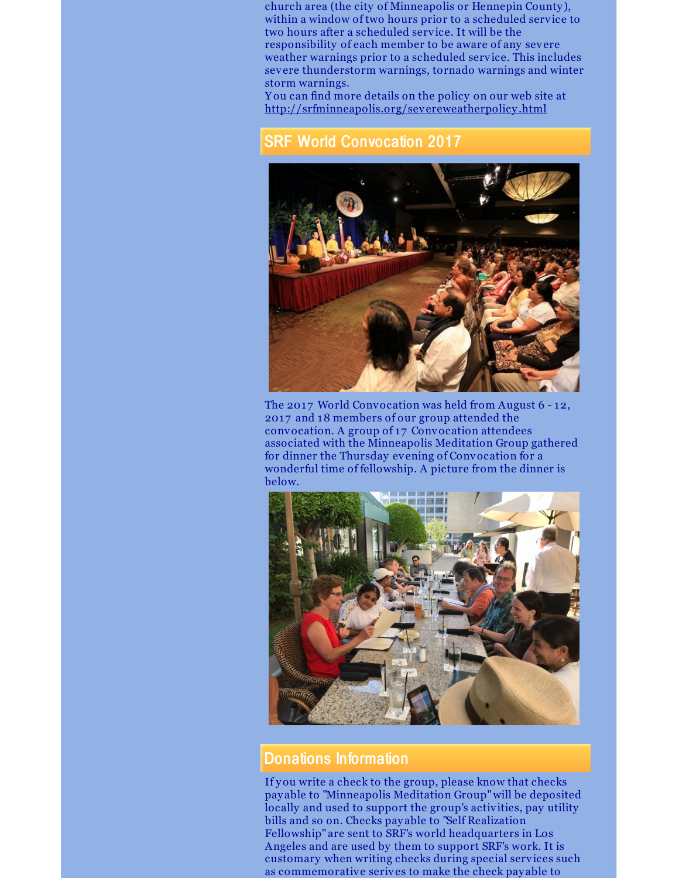church area (the city of Minneapolis or Hennepin County), within a window of two hours prior to a scheduled service to two hours after a scheduled service. It will be the responsibility of each member to be aware of any severe weather warnings prior to a scheduled service. This includes severe thunderstorm warnings, tornado warnings and winter storm warnings.
You can find more details on the policy on our web site at http://srfminneapolis.org/severeweatherpolicy.html

## SRF World Convocation 2017

The 2017 World Convocation was held from August 6 - 12, 2017 and 18 members of our group attended the convocation. A group of 17 Convocation attendees associated with the Minneapolis Meditation Group gathered for dinner the Thursday evening of Convocation for a wonderful time of fellowship. A picture from the dinner is below.

## Donations Information

If you write a check to the group, please know that checks payable to "Minneapolis Meditation Group" will be deposited locally and used to support the group's activities, pay utility bills and so on. Checks payable to "Self Realization Fellowship" are sent to SRF's world headquarters in Los Angeles and are used by them to support SRF's work. It is customary when writing checks during special services such as commemorative serives to make the check payable to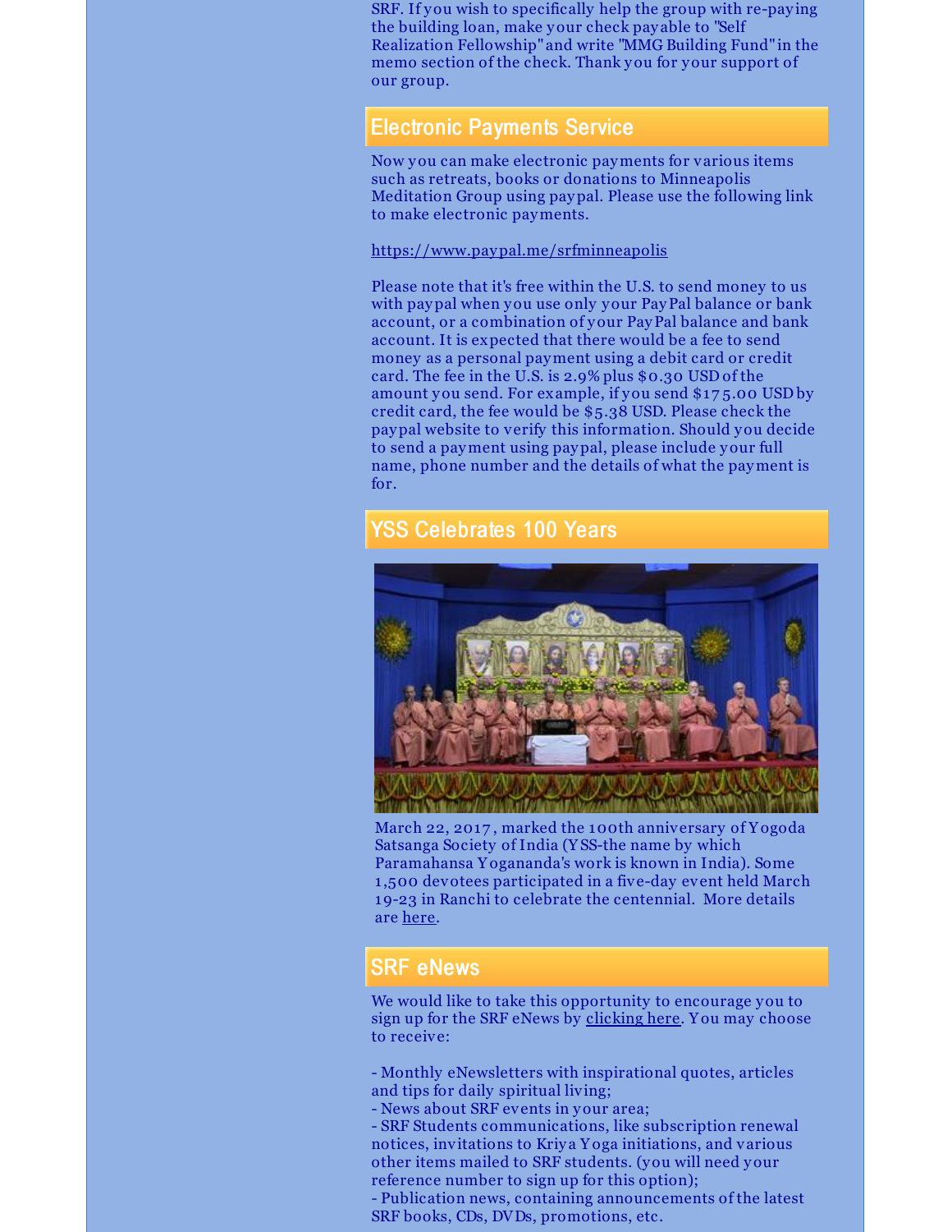SRF. If you wish to specifically help the group with re-paying the building loan, make your check payable to "Self Realization Fellowship" and write "MMG Building Fund" in the memo section of the check. Thank you for your support of our group.

## Electronic Payments Service

Now you can make electronic payments for various items such as retreats, books or donations to Minneapolis Meditation Group using paypal. Please use the following link to make electronic payments.

https://www.paypal.me/srfminneapolis

Please note that it's free within the U.S. to send money to us with paypal when you use only your PayPal balance or bank account, or a combination of your PayPal balance and bank account. It is expected that there would be a fee to send money as a personal payment using a debit card or credit card. The fee in the U.S. is 2.9% plus $0.30 USD of the amount you send. For example, if you send $175.00 USD by credit card, the fee would be $5.38 USD. Please check the paypal website to verify this information. Should you decide to send a payment using paypal, please include your full name, phone number and the details of what the payment is for.

## YSS Celebrates 100 Years

March 22, 2017, marked the 100th anniversary of Yogoda Satsanga Society of India (YSS-the name by which Paramahansa Yogananda's work is known in India). Some 1,500 devotees participated in a five-day event held March 19-23 in Ranchi to celebrate the centennial. More details are here.

## SRF eNews

We would like to take this opportunity to encourage you to sign up for the SRF eNews by clicking here. You may choose to receive:

- Monthly eNewsletters with inspirational quotes, articles and tips for daily spiritual living;
- News about SRF events in your area;
- SRF Students communications, like subscription renewal notices, invitations to Kriya Yoga initiations, and various other items mailed to SRF students. (you will need your reference number to sign up for this option);
- Publication news, containing announcements of the latest SRF books, CDs, DVDs, promotions, etc.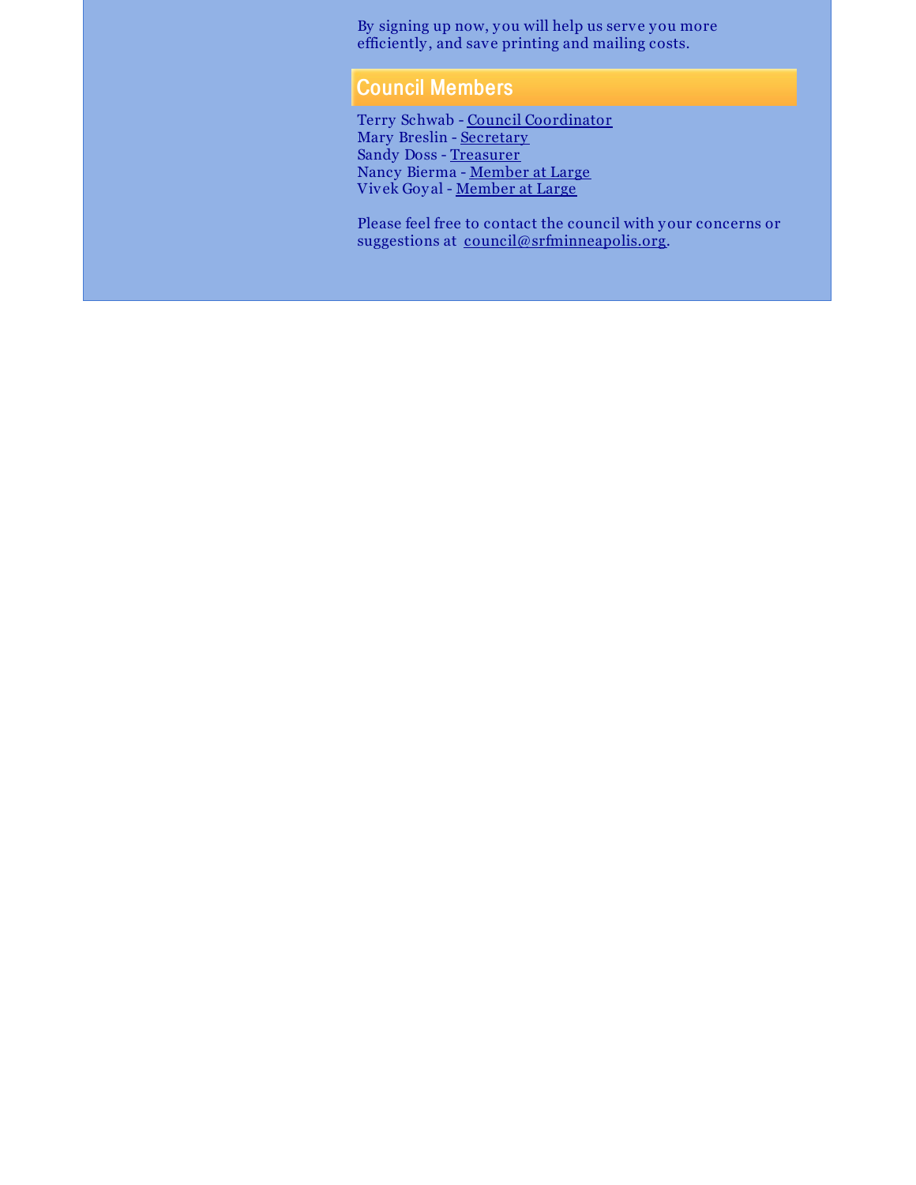By signing up now, you will help us serve you more efficiently, and save printing and mailing costs.

## Council Members

Terry Schwab - Council Coordinator
Mary Breslin - Secretary
Sandy Doss - Treasurer
Nancy Bierma - Member at Large
Vivek Goyal - Member at Large

Please feel free to contact the council with your concerns or suggestions at council@srfminneapolis.org.